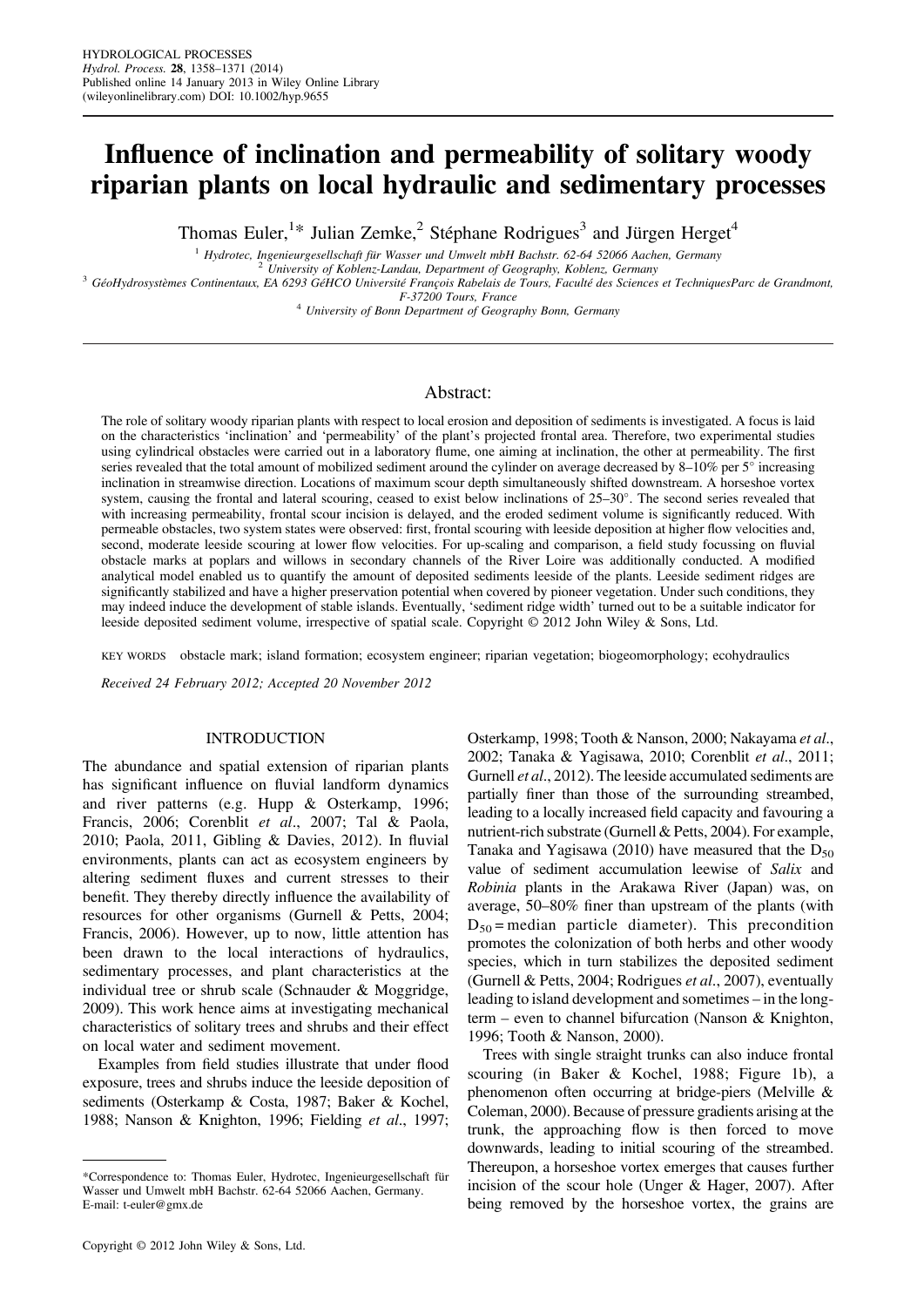# Influence of inclination and permeability of solitary woody riparian plants on local hydraulic and sedimentary processes

Thomas Euler,[1]* Julian Zemke,[2] Stéphane Rodrigues[3] and Jürgen Herget[4]

[1] Hydrotec, Ingenieurgesellschaft für Wasser und Umwelt mbH Bachstr. 62-64 52066 Aachen, Germany
[2] University of Koblenz-Landau, Department of Geography, Koblenz, Germany
[3] GéoHydrosystèmes Continentaux, EA 6293 GéHCO Université François Rabelais de Tours, Faculté des Sciences et TechniquesParc de Grandmont, F-37200 Tours, France
[4] University of Bonn Department of Geography Bonn, Germany

## Abstract:

The role of solitary woody riparian plants with respect to local erosion and deposition of sediments is investigated. A focus is laid on the characteristics 'inclination' and 'permeability' of the plant's projected frontal area. Therefore, two experimental studies using cylindrical obstacles were carried out in a laboratory flume, one aiming at inclination, the other at permeability. The first series revealed that the total amount of mobilized sediment around the cylinder on average decreased by 8–10% per 5° increasing inclination in streamwise direction. Locations of maximum scour depth simultaneously shifted downstream. A horseshoe vortex system, causing the frontal and lateral scouring, ceased to exist below inclinations of 25–30°. The second series revealed that with increasing permeability, frontal scour incision is delayed, and the eroded sediment volume is significantly reduced. With permeable obstacles, two system states were observed: first, frontal scouring with leeside deposition at higher flow velocities and, second, moderate leeside scouring at lower flow velocities. For up-scaling and comparison, a field study focussing on fluvial obstacle marks at poplars and willows in secondary channels of the River Loire was additionally conducted. A modified analytical model enabled us to quantify the amount of deposited sediments leeside of the plants. Leeside sediment ridges are significantly stabilized and have a higher preservation potential when covered by pioneer vegetation. Under such conditions, they may indeed induce the development of stable islands. Eventually, 'sediment ridge width' turned out to be a suitable indicator for leeside deposited sediment volume, irrespective of spatial scale. Copyright © 2012 John Wiley & Sons, Ltd.

KEY WORDS obstacle mark; island formation; ecosystem engineer; riparian vegetation; biogeomorphology; ecohydraulics

*Received 24 February 2012; Accepted 20 November 2012*

## INTRODUCTION

The abundance and spatial extension of riparian plants has significant influence on fluvial landform dynamics and river patterns (e.g. Hupp & Osterkamp, 1996; Francis, 2006; Corenblit *et al*., 2007; Tal & Paola, 2010; Paola, 2011, Gibling & Davies, 2012). In fluvial environments, plants can act as ecosystem engineers by altering sediment fluxes and current stresses to their benefit. They thereby directly influence the availability of resources for other organisms (Gurnell & Petts, 2004; Francis, 2006). However, up to now, little attention has been drawn to the local interactions of hydraulics, sedimentary processes, and plant characteristics at the individual tree or shrub scale (Schnauder & Moggridge, 2009). This work hence aims at investigating mechanical characteristics of solitary trees and shrubs and their effect on local water and sediment movement.

Examples from field studies illustrate that under flood exposure, trees and shrubs induce the leeside deposition of sediments (Osterkamp & Costa, 1987; Baker & Kochel, 1988; Nanson & Knighton, 1996; Fielding *et al*., 1997; Osterkamp, 1998; Tooth & Nanson, 2000; Nakayama *et al*., 2002; Tanaka & Yagisawa, 2010; Corenblit *et al*., 2011; Gurnell *et al*., 2012). The leeside accumulated sediments are partially finer than those of the surrounding streambed, leading to a locally increased field capacity and favouring a nutrient-rich substrate (Gurnell & Petts, 2004). For example, Tanaka and Yagisawa (2010) have measured that the $D_{50}$ value of sediment accumulation leewise of *Salix* and *Robinia* plants in the Arakawa River (Japan) was, on average, 50–80% finer than upstream of the plants (with $D_{50}$ = median particle diameter). This precondition promotes the colonization of both herbs and other woody species, which in turn stabilizes the deposited sediment (Gurnell & Petts, 2004; Rodrigues *et al*., 2007), eventually leading to island development and sometimes – in the long-term – even to channel bifurcation (Nanson & Knighton, 1996; Tooth & Nanson, 2000).

Trees with single straight trunks can also induce frontal scouring (in Baker & Kochel, 1988; Figure 1b), a phenomenon often occurring at bridge-piers (Melville & Coleman, 2000). Because of pressure gradients arising at the trunk, the approaching flow is then forced to move downwards, leading to initial scouring of the streambed. Thereupon, a horseshoe vortex emerges that causes further incision of the scour hole (Unger & Hager, 2007). After being removed by the horseshoe vortex, the grains are

*Correspondence to: Thomas Euler, Hydrotec, Ingenieurgesellschaft für Wasser und Umwelt mbH Bachstr. 62-64 52066 Aachen, Germany. E-mail: t-euler@gmx.de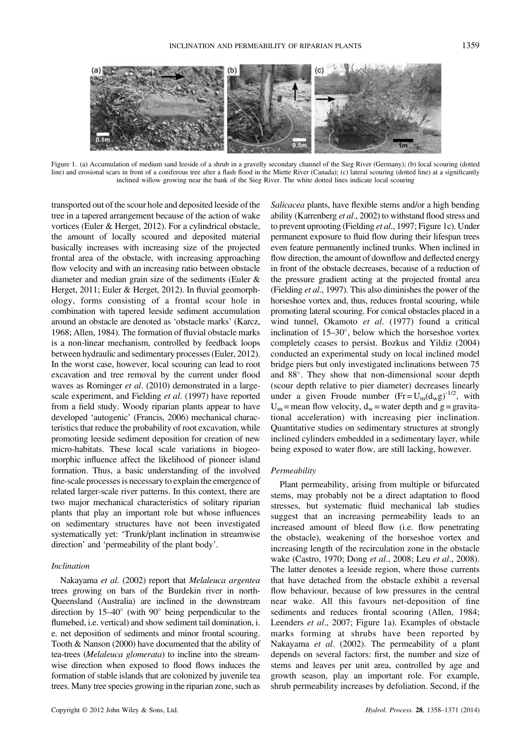Figure 1. (a) Accumulation of medium sand leeside of a shrub in a gravelly secondary channel of the Sieg River (Germany); (b) local scouring (dotted line) and erosional scars in front of a coniferous tree after a flash flood in the Miette River (Canada); (c) lateral scouring (dotted line) at a significantly inclined willow growing near the bank of the Sieg River. The white dotted lines indicate local scouring

transported out of the scour hole and deposited leeside of the tree in a tapered arrangement because of the action of wake vortices (Euler & Herget, 2012). For a cylindrical obstacle, the amount of locally scoured and deposited material basically increases with increasing size of the projected frontal area of the obstacle, with increasing approaching flow velocity and with an increasing ratio between obstacle diameter and median grain size of the sediments (Euler & Herget, 2011; Euler & Herget, 2012). In fluvial geomorphology, forms consisting of a frontal scour hole in combination with tapered leeside sediment accumulation around an obstacle are denoted as 'obstacle marks' (Karcz, 1968; Allen, 1984). The formation of fluvial obstacle marks is a non-linear mechanism, controlled by feedback loops between hydraulic and sedimentary processes (Euler, 2012). In the worst case, however, local scouring can lead to root excavation and tree removal by the current under flood waves as Rominger *et al*. (2010) demonstrated in a large-scale experiment, and Fielding *et al*. (1997) have reported from a field study. Woody riparian plants appear to have developed 'autogenic' (Francis, 2006) mechanical characteristics that reduce the probability of root excavation, while promoting leeside sediment deposition for creation of new micro-habitats. These local scale variations in biogeomorphic influence affect the likelihood of pioneer island formation. Thus, a basic understanding of the involved fine-scale processes is necessary to explain the emergence of related larger-scale river patterns. In this context, there are two major mechanical characteristics of solitary riparian plants that play an important role but whose influences on sedimentary structures have not been investigated systematically yet: 'Trunk/plant inclination in streamwise direction' and 'permeability of the plant body'.

### *Inclination*

Nakayama *et al*. (2002) report that *Melaleuca argentea* trees growing on bars of the Burdekin river in north-Queensland (Australia) are inclined in the downstream direction by 15–40° (with 90° being perpendicular to the flumebed, i.e. vertical) and show sediment tail domination, i.e. net deposition of sediments and minor frontal scouring. Tooth & Nanson (2000) have documented that the ability of tea-trees (*Melaleuca glomerata*) to incline into the streamwise direction when exposed to flood flows induces the formation of stable islands that are colonized by juvenile tea trees. Many tree species growing in the riparian zone, such as *Salicacea* plants, have flexible stems and/or a high bending ability (Karrenberg *et al*., 2002) to withstand flood stress and to prevent uprooting (Fielding *et al*., 1997; Figure 1c). Under permanent exposure to fluid flow during their lifespan trees even feature permanently inclined trunks. When inclined in flow direction, the amount of downflow and deflected energy in front of the obstacle decreases, because of a reduction of the pressure gradient acting at the projected frontal area (Fielding *et al*., 1997). This also diminishes the power of the horseshoe vortex and, thus, reduces frontal scouring, while promoting lateral scouring. For conical obstacles placed in a wind tunnel, Okamoto *et al*. (1977) found a critical inclination of 15–30°, below which the horseshoe vortex completely ceases to persist. Bozkus and Yildiz (2004) conducted an experimental study on local inclined model bridge piers but only investigated inclinations between 75 and 88°. They show that non-dimensional scour depth (scour depth relative to pier diameter) decreases linearly under a given Froude number ($Fr = U_m(d_w g)^{-1/2}$, with $U_m$ = mean flow velocity, $d_w$ = water depth and g = gravitational acceleration) with increasing pier inclination. Quantitative studies on sedimentary structures at strongly inclined cylinders embedded in a sedimentary layer, while being exposed to water flow, are still lacking, however.

### *Permeability*

Plant permeability, arising from multiple or bifurcated stems, may probably not be a direct adaptation to flood stresses, but systematic fluid mechanical lab studies suggest that an increasing permeability leads to an increased amount of bleed flow (i.e. flow penetrating the obstacle), weakening of the horseshoe vortex and increasing length of the recirculation zone in the obstacle wake (Castro, 1970; Dong *et al*., 2008; Leu *et al*., 2008). The latter denotes a leeside region, where those currents that have detached from the obstacle exhibit a reversal flow behaviour, because of low pressures in the central near wake. All this favours net-deposition of fine sediments and reduces frontal scouring (Allen, 1984; Leenders *et al*., 2007; Figure 1a). Examples of obstacle marks forming at shrubs have been reported by Nakayama *et al*. (2002). The permeability of a plant depends on several factors: first, the number and size of stems and leaves per unit area, controlled by age and growth season, play an important role. For example, shrub permeability increases by defoliation. Second, if the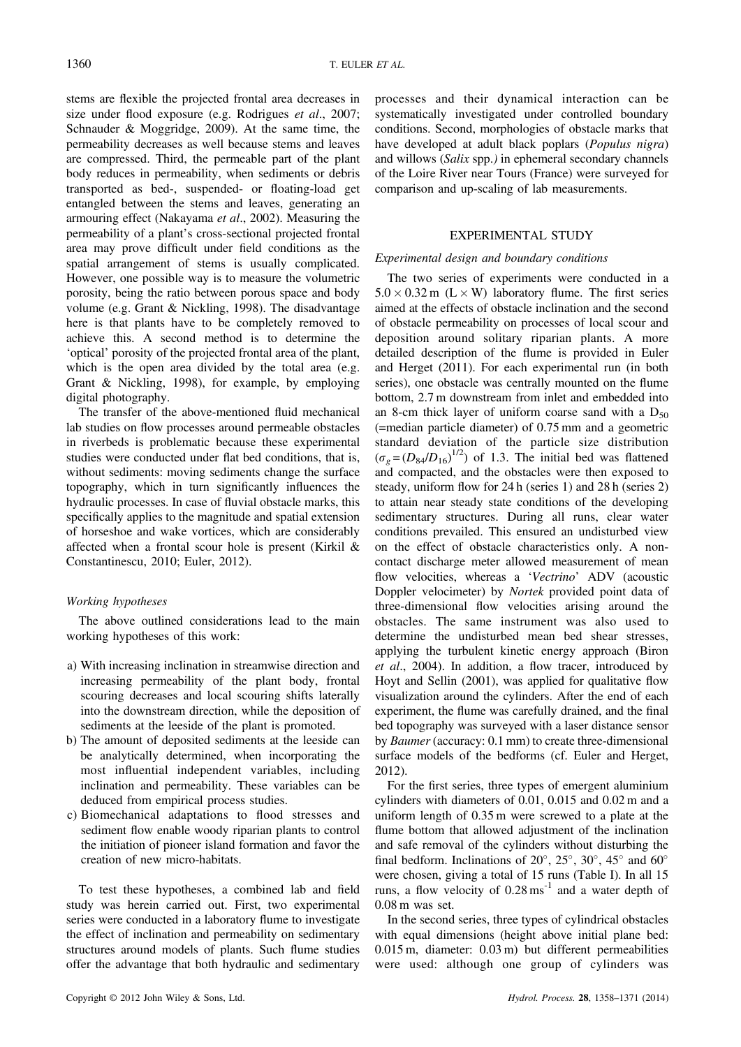stems are flexible the projected frontal area decreases in size under flood exposure (e.g. Rodrigues *et al*., 2007; Schnauder & Moggridge, 2009). At the same time, the permeability decreases as well because stems and leaves are compressed. Third, the permeable part of the plant body reduces in permeability, when sediments or debris transported as bed-, suspended- or floating-load get entangled between the stems and leaves, generating an armouring effect (Nakayama *et al*., 2002). Measuring the permeability of a plant's cross-sectional projected frontal area may prove difficult under field conditions as the spatial arrangement of stems is usually complicated. However, one possible way is to measure the volumetric porosity, being the ratio between porous space and body volume (e.g. Grant & Nickling, 1998). The disadvantage here is that plants have to be completely removed to achieve this. A second method is to determine the 'optical' porosity of the projected frontal area of the plant, which is the open area divided by the total area (e.g. Grant & Nickling, 1998), for example, by employing digital photography.

The transfer of the above-mentioned fluid mechanical lab studies on flow processes around permeable obstacles in riverbeds is problematic because these experimental studies were conducted under flat bed conditions, that is, without sediments: moving sediments change the surface topography, which in turn significantly influences the hydraulic processes. In case of fluvial obstacle marks, this specifically applies to the magnitude and spatial extension of horseshoe and wake vortices, which are considerably affected when a frontal scour hole is present (Kirkil & Constantinescu, 2010; Euler, 2012).

### *Working hypotheses*

The above outlined considerations lead to the main working hypotheses of this work:

a) With increasing inclination in streamwise direction and increasing permeability of the plant body, frontal scouring decreases and local scouring shifts laterally into the downstream direction, while the deposition of sediments at the leeside of the plant is promoted.
b) The amount of deposited sediments at the leeside can be analytically determined, when incorporating the most influential independent variables, including inclination and permeability. These variables can be deduced from empirical process studies.
c) Biomechanical adaptations to flood stresses and sediment flow enable woody riparian plants to control the initiation of pioneer island formation and favor the creation of new micro-habitats.

To test these hypotheses, a combined lab and field study was herein carried out. First, two experimental series were conducted in a laboratory flume to investigate the effect of inclination and permeability on sedimentary structures around models of plants. Such flume studies offer the advantage that both hydraulic and sedimentary processes and their dynamical interaction can be systematically investigated under controlled boundary conditions. Second, morphologies of obstacle marks that have developed at adult black poplars (*Populus nigra*) and willows (*Salix* spp.) in ephemeral secondary channels of the Loire River near Tours (France) were surveyed for comparison and up-scaling of lab measurements.

## EXPERIMENTAL STUDY

### *Experimental design and boundary conditions*

The two series of experiments were conducted in a $5.0 \times 0.32$ m (L × W) laboratory flume. The first series aimed at the effects of obstacle inclination and the second of obstacle permeability on processes of local scour and deposition around solitary riparian plants. A more detailed description of the flume is provided in Euler and Herget (2011). For each experimental run (in both series), one obstacle was centrally mounted on the flume bottom, 2.7 m downstream from inlet and embedded into an 8-cm thick layer of uniform coarse sand with a $D_{50}$ (=median particle diameter) of 0.75 mm and a geometric standard deviation of the particle size distribution ($\sigma_g = (D_{84}/D_{16})^{1/2}$) of 1.3. The initial bed was flattened and compacted, and the obstacles were then exposed to steady, uniform flow for 24 h (series 1) and 28 h (series 2) to attain near steady state conditions of the developing sedimentary structures. During all runs, clear water conditions prevailed. This ensured an undisturbed view on the effect of obstacle characteristics only. A non-contact discharge meter allowed measurement of mean flow velocities, whereas a '*Vectrino*' ADV (acoustic Doppler velocimeter) by *Nortek* provided point data of three-dimensional flow velocities arising around the obstacles. The same instrument was also used to determine the undisturbed mean bed shear stresses, applying the turbulent kinetic energy approach (Biron *et al*., 2004). In addition, a flow tracer, introduced by Hoyt and Sellin (2001), was applied for qualitative flow visualization around the cylinders. After the end of each experiment, the flume was carefully drained, and the final bed topography was surveyed with a laser distance sensor by *Baumer* (accuracy: 0.1 mm) to create three-dimensional surface models of the bedforms (cf. Euler and Herget, 2012).

For the first series, three types of emergent aluminium cylinders with diameters of 0.01, 0.015 and 0.02 m and a uniform length of 0.35 m were screwed to a plate at the flume bottom that allowed adjustment of the inclination and safe removal of the cylinders without disturbing the final bedform. Inclinations of 20°, 25°, 30°, 45° and 60° were chosen, giving a total of 15 runs (Table I). In all 15 runs, a flow velocity of 0.28 ms$^{-1}$ and a water depth of 0.08 m was set.

In the second series, three types of cylindrical obstacles with equal dimensions (height above initial plane bed: 0.015 m, diameter: 0.03 m) but different permeabilities were used: although one group of cylinders was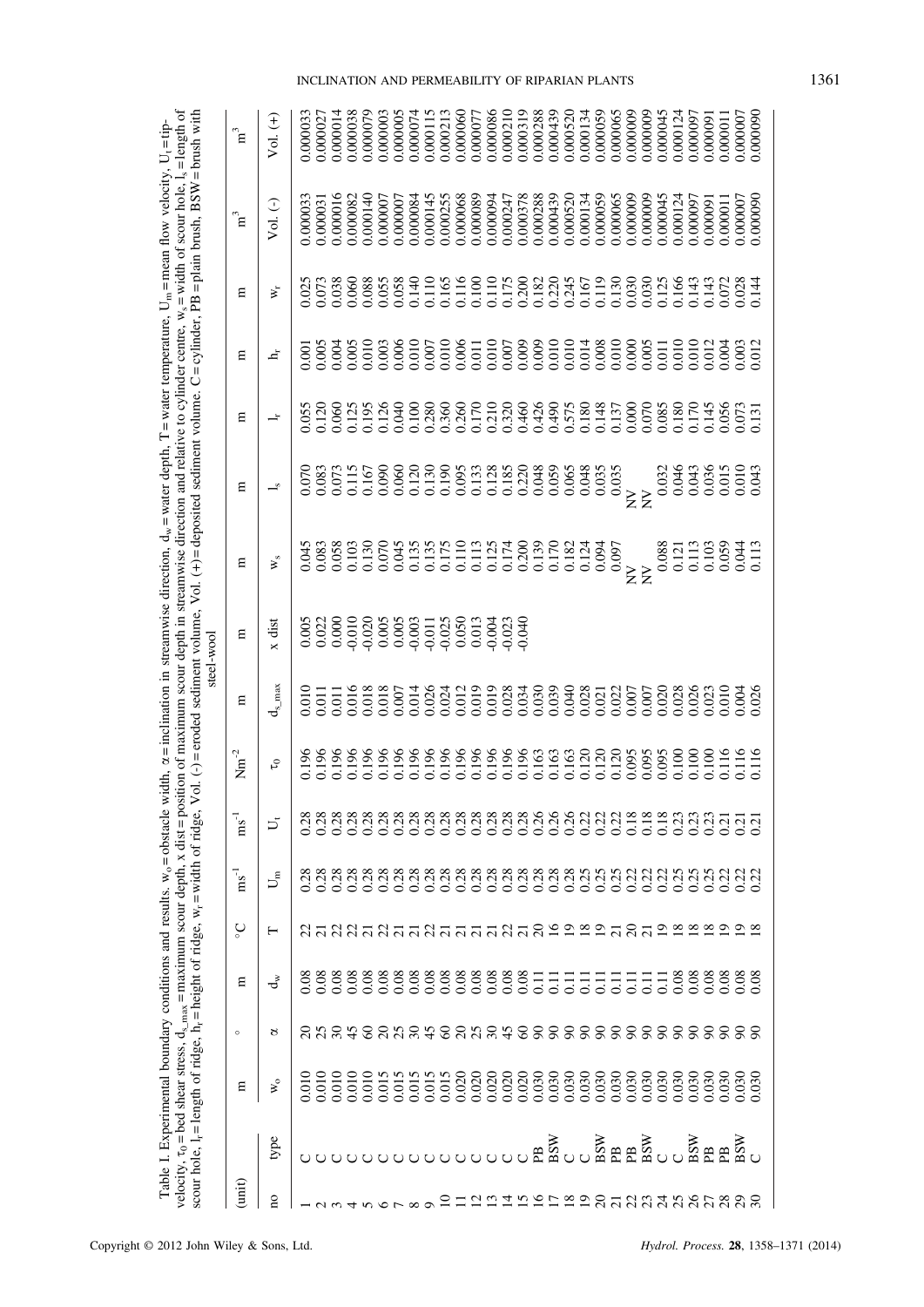Table I. Experimental boundary conditions and results. $w_o$ = obstacle width, $\alpha$ = inclination in streamwise direction, $d_w$ = water depth, T = water temperature, $U_m$ = mean flow velocity, $U_t$ = tip-velocity, $\tau_0$ = bed shear stress, $d_{s\_max}$ = maximum scour depth, x dist = position of maximum scour depth in streamwise direction and relative to cylinder centre, $w_s$ = width of scour hole, $l_s$ = length of scour hole, $l_r$ = length of ridge, $h_r$ = height of ridge, $w_r$ = width of ridge, Vol. (-) = eroded sediment volume, Vol. (+) = deposited sediment volume. C = cylinder, PB = plain brush, BSW = brush with steel-wool

| (unit) | | m | ° | m | °C | $ms^{-1}$ | $ms^{-1}$ | $Nm^{-2}$ | m | m | m | m | m | m | m | $m^3$ | $m^3$ |
|---|---|---|---|---|---|---|---|---|---|---|---|---|---|---|---|---|---|
| no | type | $w_o$ | $\alpha$ | $d_w$ | T | $U_m$ | $U_t$ | $\tau_0$ | $d_{s\_max}$ | x dist | $w_s$ | $l_s$ | $l_r$ | $h_r$ | $w_r$ | Vol. (-) | Vol. (+) |
| 1 | C | 0.010 | 20 | 0.08 | 22 | 0.28 | 0.28 | 0.196 | 0.010 | 0.005 | 0.045 | 0.070 | 0.055 | 0.001 | 0.025 | 0.000033 | 0.000033 |
| 2 | C | 0.010 | 25 | 0.08 | 21 | 0.28 | 0.28 | 0.196 | 0.011 | 0.022 | 0.083 | 0.083 | 0.120 | 0.005 | 0.073 | 0.000031 | 0.000027 |
| 3 | C | 0.010 | 30 | 0.08 | 22 | 0.28 | 0.28 | 0.196 | 0.011 | 0.000 | 0.058 | 0.073 | 0.060 | 0.004 | 0.038 | 0.000016 | 0.000014 |
| 4 | C | 0.010 | 45 | 0.08 | 22 | 0.28 | 0.28 | 0.196 | 0.016 | -0.010 | 0.103 | 0.115 | 0.125 | 0.005 | 0.060 | 0.000082 | 0.000038 |
| 5 | C | 0.010 | 60 | 0.08 | 21 | 0.28 | 0.28 | 0.196 | 0.018 | -0.020 | 0.130 | 0.167 | 0.195 | 0.010 | 0.088 | 0.000140 | 0.000079 |
| 6 | C | 0.015 | 20 | 0.08 | 22 | 0.28 | 0.28 | 0.196 | 0.018 | 0.005 | 0.070 | 0.090 | 0.126 | 0.003 | 0.055 | 0.000007 | 0.000003 |
| 7 | C | 0.015 | 25 | 0.08 | 21 | 0.28 | 0.28 | 0.196 | 0.007 | 0.005 | 0.045 | 0.060 | 0.040 | 0.006 | 0.058 | 0.000007 | 0.000005 |
| 8 | C | 0.015 | 30 | 0.08 | 21 | 0.28 | 0.28 | 0.196 | 0.014 | -0.003 | 0.135 | 0.120 | 0.100 | 0.010 | 0.140 | 0.000084 | 0.000074 |
| 9 | C | 0.015 | 45 | 0.08 | 22 | 0.28 | 0.28 | 0.196 | 0.026 | -0.011 | 0.135 | 0.130 | 0.280 | 0.007 | 0.110 | 0.000145 | 0.000115 |
| 10 | C | 0.015 | 60 | 0.08 | 21 | 0.28 | 0.28 | 0.196 | 0.024 | -0.025 | 0.175 | 0.190 | 0.360 | 0.010 | 0.165 | 0.000255 | 0.000213 |
| 11 | C | 0.020 | 20 | 0.08 | 21 | 0.28 | 0.28 | 0.196 | 0.012 | 0.050 | 0.110 | 0.095 | 0.260 | 0.006 | 0.116 | 0.000068 | 0.000060 |
| 12 | C | 0.020 | 25 | 0.08 | 21 | 0.28 | 0.28 | 0.196 | 0.019 | 0.013 | 0.113 | 0.133 | 0.170 | 0.011 | 0.100 | 0.000089 | 0.000077 |
| 13 | C | 0.020 | 30 | 0.08 | 21 | 0.28 | 0.28 | 0.196 | 0.019 | -0.004 | 0.125 | 0.128 | 0.210 | 0.010 | 0.110 | 0.000094 | 0.000086 |
| 14 | C | 0.020 | 45 | 0.08 | 22 | 0.28 | 0.28 | 0.196 | 0.028 | -0.023 | 0.174 | 0.185 | 0.320 | 0.007 | 0.175 | 0.000247 | 0.000210 |
| 15 | C | 0.020 | 60 | 0.08 | 21 | 0.28 | 0.28 | 0.196 | 0.034 | -0.040 | 0.200 | 0.220 | 0.460 | 0.009 | 0.200 | 0.000378 | 0.000319 |
| 16 | PB | 0.030 | 90 | 0.11 | 20 | 0.28 | 0.26 | 0.163 | 0.030 | | 0.139 | 0.048 | 0.426 | 0.009 | 0.182 | 0.000288 | 0.000288 |
| 17 | BSW | 0.030 | 90 | 0.11 | 16 | 0.28 | 0.26 | 0.163 | 0.039 | | 0.170 | 0.059 | 0.490 | 0.010 | 0.220 | 0.000439 | 0.000439 |
| 18 | C | 0.030 | 90 | 0.11 | 19 | 0.28 | 0.26 | 0.163 | 0.040 | | 0.182 | 0.065 | 0.575 | 0.010 | 0.245 | 0.000520 | 0.000520 |
| 19 | C | 0.030 | 90 | 0.11 | 18 | 0.25 | 0.22 | 0.120 | 0.028 | | 0.124 | 0.048 | 0.180 | 0.014 | 0.167 | 0.000134 | 0.000134 |
| 20 | BSW | 0.030 | 90 | 0.11 | 19 | 0.25 | 0.22 | 0.120 | 0.021 | | 0.094 | 0.035 | 0.148 | 0.008 | 0.119 | 0.000059 | 0.000059 |
| 21 | PB | 0.030 | 90 | 0.11 | 21 | 0.25 | 0.22 | 0.120 | 0.022 | | 0.097 | 0.035 | 0.137 | 0.010 | 0.130 | 0.000065 | 0.000065 |
| 22 | PB | 0.030 | 90 | 0.11 | 20 | 0.22 | 0.18 | 0.095 | 0.007 | | NV | NV | 0.000 | 0.000 | 0.030 | 0.000009 | 0.000009 |
| 23 | BSW | 0.030 | 90 | 0.11 | 21 | 0.22 | 0.18 | 0.095 | 0.007 | | NV | NV | 0.070 | 0.005 | 0.030 | 0.000009 | 0.000009 |
| 24 | C | 0.030 | 90 | 0.11 | 19 | 0.22 | 0.18 | 0.095 | 0.020 | | 0.088 | 0.032 | 0.085 | 0.011 | 0.125 | 0.000045 | 0.000045 |
| 25 | C | 0.030 | 90 | 0.08 | 18 | 0.25 | 0.23 | 0.100 | 0.028 | | 0.121 | 0.046 | 0.180 | 0.010 | 0.166 | 0.000124 | 0.000124 |
| 26 | BSW | 0.030 | 90 | 0.08 | 18 | 0.25 | 0.23 | 0.100 | 0.026 | | 0.113 | 0.043 | 0.170 | 0.010 | 0.143 | 0.000097 | 0.000097 |
| 27 | PB | 0.030 | 90 | 0.08 | 18 | 0.25 | 0.23 | 0.100 | 0.023 | | 0.103 | 0.036 | 0.145 | 0.012 | 0.143 | 0.000091 | 0.000091 |
| 28 | PB | 0.030 | 90 | 0.08 | 19 | 0.22 | 0.21 | 0.116 | 0.010 | | 0.059 | 0.015 | 0.056 | 0.004 | 0.072 | 0.000011 | 0.000011 |
| 29 | BSW | 0.030 | 90 | 0.08 | 19 | 0.22 | 0.21 | 0.116 | 0.004 | | 0.044 | 0.010 | 0.073 | 0.003 | 0.028 | 0.000007 | 0.000007 |
| 30 | C | 0.030 | 90 | 0.08 | 18 | 0.22 | 0.21 | 0.116 | 0.026 | | 0.113 | 0.043 | 0.131 | 0.012 | 0.144 | 0.000090 | 0.000090 |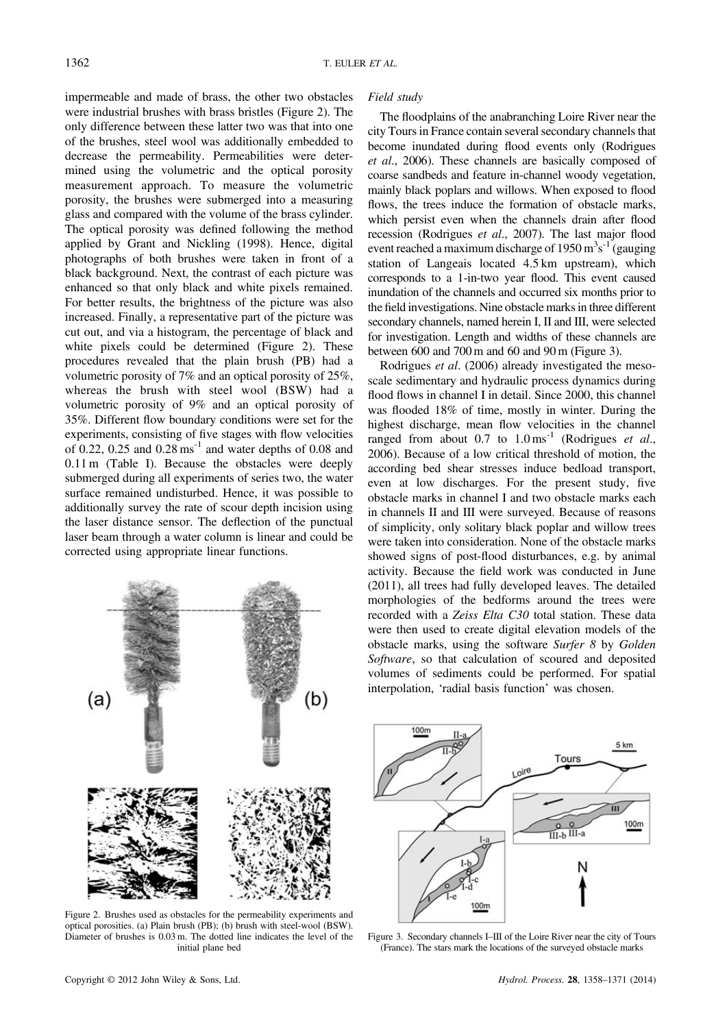impermeable and made of brass, the other two obstacles were industrial brushes with brass bristles (Figure 2). The only difference between these latter two was that into one of the brushes, steel wool was additionally embedded to decrease the permeability. Permeabilities were determined using the volumetric and the optical porosity measurement approach. To measure the volumetric porosity, the brushes were submerged into a measuring glass and compared with the volume of the brass cylinder. The optical porosity was defined following the method applied by Grant and Nickling (1998). Hence, digital photographs of both brushes were taken in front of a black background. Next, the contrast of each picture was enhanced so that only black and white pixels remained. For better results, the brightness of the picture was also increased. Finally, a representative part of the picture was cut out, and via a histogram, the percentage of black and white pixels could be determined (Figure 2). These procedures revealed that the plain brush (PB) had a volumetric porosity of 7% and an optical porosity of 25%, whereas the brush with steel wool (BSW) had a volumetric porosity of 9% and an optical porosity of 35%. Different flow boundary conditions were set for the experiments, consisting of five stages with flow velocities of 0.22, 0.25 and 0.28 $\mathrm{ms^{-1}}$ and water depths of 0.08 and 0.11 m (Table I). Because the obstacles were deeply submerged during all experiments of series two, the water surface remained undisturbed. Hence, it was possible to additionally survey the rate of scour depth incision using the laser distance sensor. The deflection of the punctual laser beam through a water column is linear and could be corrected using appropriate linear functions.

Figure 2. Brushes used as obstacles for the permeability experiments and optical porosities. (a) Plain brush (PB); (b) brush with steel-wool (BSW). Diameter of brushes is 0.03 m. The dotted line indicates the level of the initial plane bed

*Field study*

The floodplains of the anabranching Loire River near the city Tours in France contain several secondary channels that become inundated during flood events only (Rodrigues *et al*., 2006). These channels are basically composed of coarse sandbeds and feature in-channel woody vegetation, mainly black poplars and willows. When exposed to flood flows, the trees induce the formation of obstacle marks, which persist even when the channels drain after flood recession (Rodrigues *et al*., 2007). The last major flood event reached a maximum discharge of 1950 $\mathrm{m^3s^{-1}}$ (gauging station of Langeais located 4.5 km upstream), which corresponds to a 1-in-two year flood. This event caused inundation of the channels and occurred six months prior to the field investigations. Nine obstacle marks in three different secondary channels, named herein I, II and III, were selected for investigation. Length and widths of these channels are between 600 and 700 m and 60 and 90 m (Figure 3).

Rodrigues *et al*. (2006) already investigated the meso-scale sedimentary and hydraulic process dynamics during flood flows in channel I in detail. Since 2000, this channel was flooded 18% of time, mostly in winter. During the highest discharge, mean flow velocities in the channel ranged from about 0.7 to 1.0 $\mathrm{ms^{-1}}$ (Rodrigues *et al*., 2006). Because of a low critical threshold of motion, the according bed shear stresses induce bedload transport, even at low discharges. For the present study, five obstacle marks in channel I and two obstacle marks each in channels II and III were surveyed. Because of reasons of simplicity, only solitary black poplar and willow trees were taken into consideration. None of the obstacle marks showed signs of post-flood disturbances, e.g. by animal activity. Because the field work was conducted in June (2011), all trees had fully developed leaves. The detailed morphologies of the bedforms around the trees were recorded with a *Zeiss Elta C30* total station. These data were then used to create digital elevation models of the obstacle marks, using the software *Surfer 8* by *Golden Software*, so that calculation of scoured and deposited volumes of sediments could be performed. For spatial interpolation, 'radial basis function' was chosen.

Figure 3. Secondary channels I–III of the Loire River near the city of Tours (France). The stars mark the locations of the surveyed obstacle marks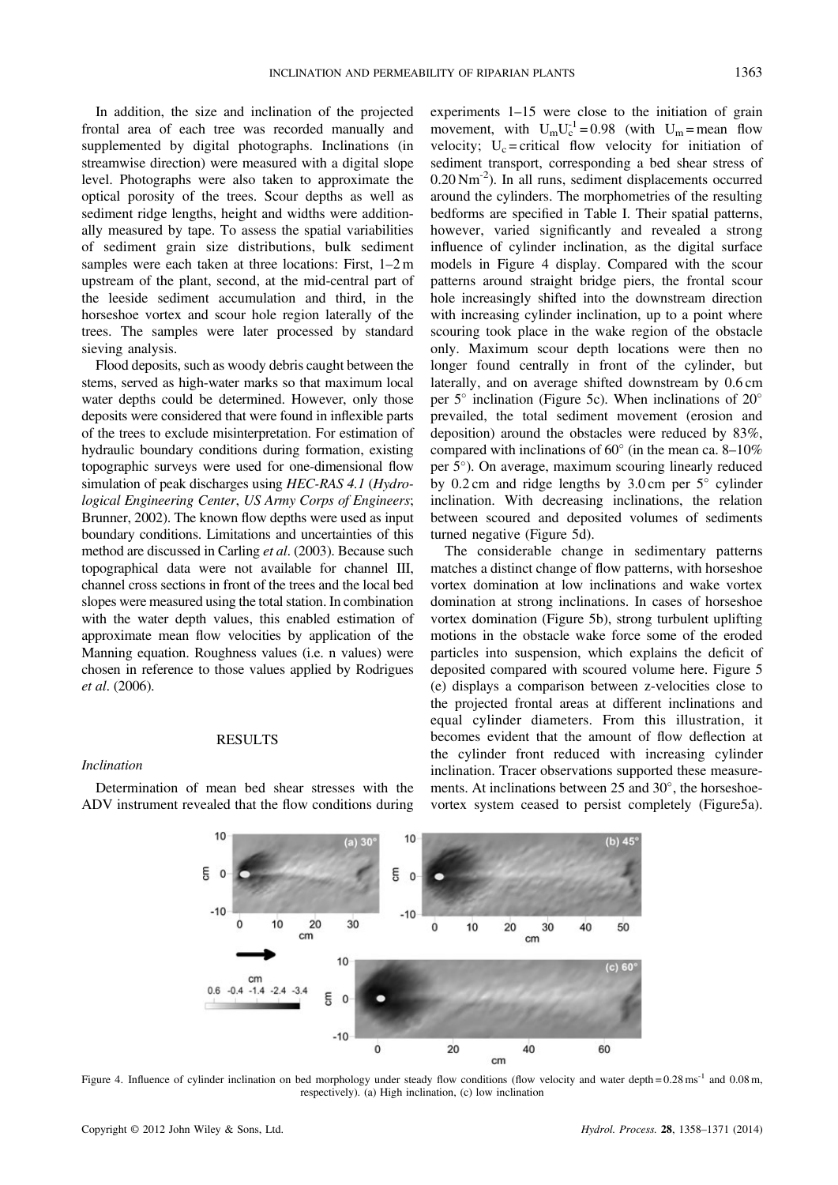In addition, the size and inclination of the projected frontal area of each tree was recorded manually and supplemented by digital photographs. Inclinations (in streamwise direction) were measured with a digital slope level. Photographs were also taken to approximate the optical porosity of the trees. Scour depths as well as sediment ridge lengths, height and widths were additionally measured by tape. To assess the spatial variabilities of sediment grain size distributions, bulk sediment samples were each taken at three locations: First, 1–2 m upstream of the plant, second, at the mid-central part of the leeside sediment accumulation and third, in the horseshoe vortex and scour hole region laterally of the trees. The samples were later processed by standard sieving analysis.

Flood deposits, such as woody debris caught between the stems, served as high-water marks so that maximum local water depths could be determined. However, only those deposits were considered that were found in inflexible parts of the trees to exclude misinterpretation. For estimation of hydraulic boundary conditions during formation, existing topographic surveys were used for one-dimensional flow simulation of peak discharges using *HEC-RAS 4.1* (*Hydrological Engineering Center*, *US Army Corps of Engineers*; Brunner, 2002). The known flow depths were used as input boundary conditions. Limitations and uncertainties of this method are discussed in Carling *et al*. (2003). Because such topographical data were not available for channel III, channel cross sections in front of the trees and the local bed slopes were measured using the total station. In combination with the water depth values, this enabled estimation of approximate mean flow velocities by application of the Manning equation. Roughness values (i.e. n values) were chosen in reference to those values applied by Rodrigues *et al*. (2006).

## RESULTS

### *Inclination*

Determination of mean bed shear stresses with the ADV instrument revealed that the flow conditions during experiments 1–15 were close to the initiation of grain movement, with $U_m U_c^{-1} = 0.98$ (with $U_m$ = mean flow velocity; $U_c$ = critical flow velocity for initiation of sediment transport, corresponding a bed shear stress of $0.20\,\mathrm{Nm^{-2}}$). In all runs, sediment displacements occurred around the cylinders. The morphometries of the resulting bedforms are specified in Table I. Their spatial patterns, however, varied significantly and revealed a strong influence of cylinder inclination, as the digital surface models in Figure 4 display. Compared with the scour patterns around straight bridge piers, the frontal scour hole increasingly shifted into the downstream direction with increasing cylinder inclination, up to a point where scouring took place in the wake region of the obstacle only. Maximum scour depth locations were then no longer found centrally in front of the cylinder, but laterally, and on average shifted downstream by 0.6 cm per 5° inclination (Figure 5c). When inclinations of 20° prevailed, the total sediment movement (erosion and deposition) around the obstacles were reduced by 83%, compared with inclinations of 60° (in the mean ca. 8–10% per 5°). On average, maximum scouring linearly reduced by 0.2 cm and ridge lengths by 3.0 cm per 5° cylinder inclination. With decreasing inclinations, the relation between scoured and deposited volumes of sediments turned negative (Figure 5d).

The considerable change in sedimentary patterns matches a distinct change of flow patterns, with horseshoe vortex domination at low inclinations and wake vortex domination at strong inclinations. In cases of horseshoe vortex domination (Figure 5b), strong turbulent uplifting motions in the obstacle wake force some of the eroded particles into suspension, which explains the deficit of deposited compared with scoured volume here. Figure 5 (e) displays a comparison between z-velocities close to the projected frontal areas at different inclinations and equal cylinder diameters. From this illustration, it becomes evident that the amount of flow deflection at the cylinder front reduced with increasing cylinder inclination. Tracer observations supported these measurements. At inclinations between 25 and 30°, the horseshoe-vortex system ceased to persist completely (Figure5a).

Figure 4. Influence of cylinder inclination on bed morphology under steady flow conditions (flow velocity and water depth = $0.28\,\mathrm{ms^{-1}}$ and 0.08 m, respectively). (a) High inclination, (c) low inclination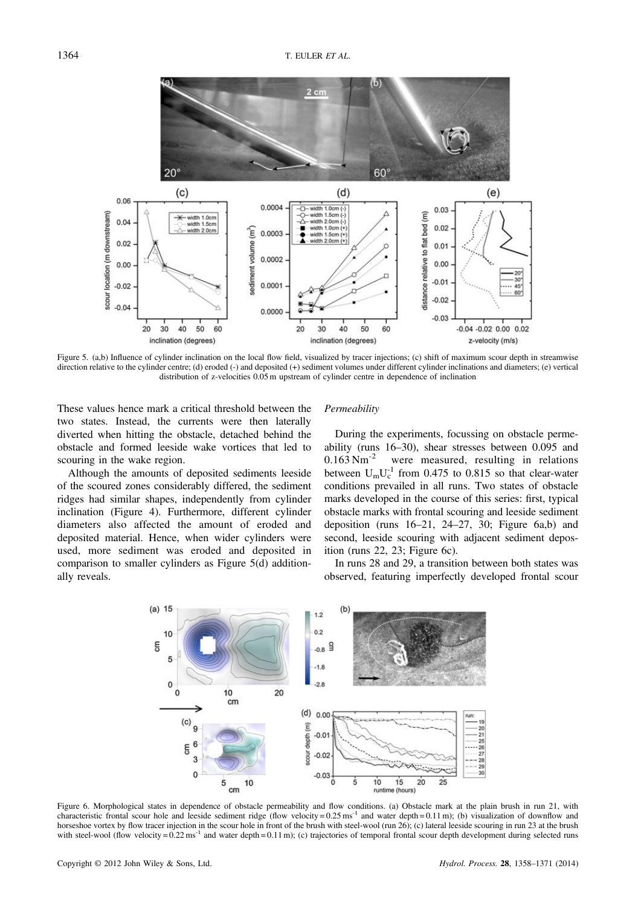Figure 5. (a,b) Influence of cylinder inclination on the local flow field, visualized by tracer injections; (c) shift of maximum scour depth in streamwise direction relative to the cylinder centre; (d) eroded (-) and deposited (+) sediment volumes under different cylinder inclinations and diameters; (e) vertical distribution of z-velocities 0.05 m upstream of cylinder centre in dependence of inclination

These values hence mark a critical threshold between the two states. Instead, the currents were then laterally diverted when hitting the obstacle, detached behind the obstacle and formed leeside wake vortices that led to scouring in the wake region.

Although the amounts of deposited sediments leeside of the scoured zones considerably differed, the sediment ridges had similar shapes, independently from cylinder inclination (Figure 4). Furthermore, different cylinder diameters also affected the amount of eroded and deposited material. Hence, when wider cylinders were used, more sediment was eroded and deposited in comparison to smaller cylinders as Figure 5(d) additionally reveals.

### *Permeability*

During the experiments, focussing on obstacle permeability (runs 16–30), shear stresses between 0.095 and 0.163 $Nm^{-2}$ were measured, resulting in relations between $U_m U_c^{-1}$ from 0.475 to 0.815 so that clear-water conditions prevailed in all runs. Two states of obstacle marks developed in the course of this series: first, typical obstacle marks with frontal scouring and leeside sediment deposition (runs 16–21, 24–27, 30; Figure 6a,b) and second, leeside scouring with adjacent sediment deposition (runs 22, 23; Figure 6c).

In runs 28 and 29, a transition between both states was observed, featuring imperfectly developed frontal scour

Figure 6. Morphological states in dependence of obstacle permeability and flow conditions. (a) Obstacle mark at the plain brush in run 21, with characteristic frontal scour hole and leeside sediment ridge (flow velocity = 0.25 $ms^{-1}$ and water depth = 0.11 m); (b) visualization of downflow and horseshoe vortex by flow tracer injection in the scour hole in front of the brush with steel-wool (run 26); (c) lateral leeside scouring in run 23 at the brush with steel-wool (flow velocity = 0.22 $ms^{-1}$ and water depth = 0.11 m); (c) trajectories of temporal frontal scour depth development during selected runs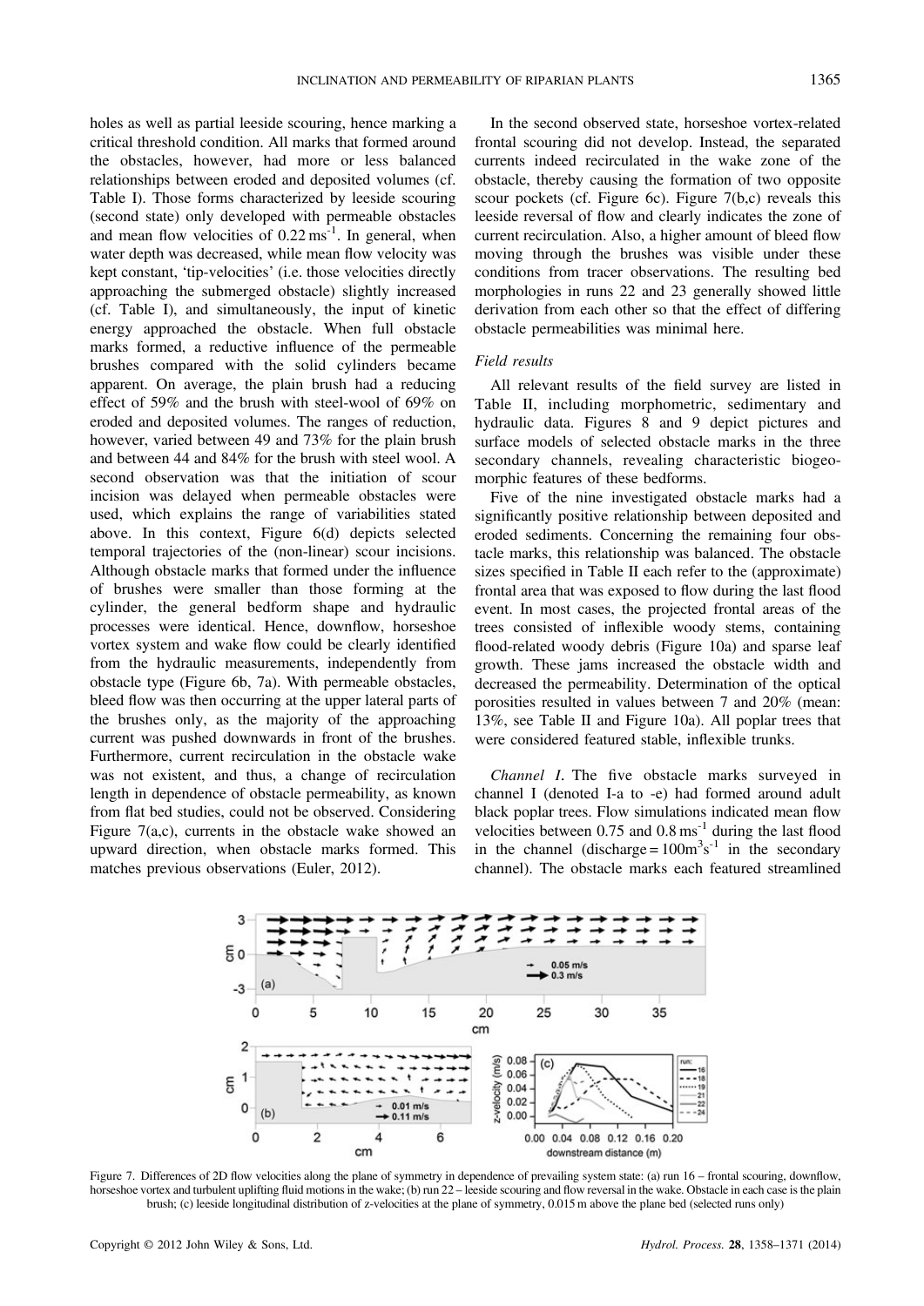holes as well as partial leeside scouring, hence marking a critical threshold condition. All marks that formed around the obstacles, however, had more or less balanced relationships between eroded and deposited volumes (cf. Table I). Those forms characterized by leeside scouring (second state) only developed with permeable obstacles and mean flow velocities of $0.22\,\mathrm{ms^{-1}}$. In general, when water depth was decreased, while mean flow velocity was kept constant, 'tip-velocities' (i.e. those velocities directly approaching the submerged obstacle) slightly increased (cf. Table I), and simultaneously, the input of kinetic energy approached the obstacle. When full obstacle marks formed, a reductive influence of the permeable brushes compared with the solid cylinders became apparent. On average, the plain brush had a reducing effect of 59% and the brush with steel-wool of 69% on eroded and deposited volumes. The ranges of reduction, however, varied between 49 and 73% for the plain brush and between 44 and 84% for the brush with steel wool. A second observation was that the initiation of scour incision was delayed when permeable obstacles were used, which explains the range of variabilities stated above. In this context, Figure 6(d) depicts selected temporal trajectories of the (non-linear) scour incisions. Although obstacle marks that formed under the influence of brushes were smaller than those forming at the cylinder, the general bedform shape and hydraulic processes were identical. Hence, downflow, horseshoe vortex system and wake flow could be clearly identified from the hydraulic measurements, independently from obstacle type (Figure 6b, 7a). With permeable obstacles, bleed flow was then occurring at the upper lateral parts of the brushes only, as the majority of the approaching current was pushed downwards in front of the brushes. Furthermore, current recirculation in the obstacle wake was not existent, and thus, a change of recirculation length in dependence of obstacle permeability, as known from flat bed studies, could not be observed. Considering Figure 7(a,c), currents in the obstacle wake showed an upward direction, when obstacle marks formed. This matches previous observations (Euler, 2012).

In the second observed state, horseshoe vortex-related frontal scouring did not develop. Instead, the separated currents indeed recirculated in the wake zone of the obstacle, thereby causing the formation of two opposite scour pockets (cf. Figure 6c). Figure 7(b,c) reveals this leeside reversal of flow and clearly indicates the zone of current recirculation. Also, a higher amount of bleed flow moving through the brushes was visible under these conditions from tracer observations. The resulting bed morphologies in runs 22 and 23 generally showed little derivation from each other so that the effect of differing obstacle permeabilities was minimal here.

*Field results*

All relevant results of the field survey are listed in Table II, including morphometric, sedimentary and hydraulic data. Figures 8 and 9 depict pictures and surface models of selected obstacle marks in the three secondary channels, revealing characteristic biogeomorphic features of these bedforms.

Five of the nine investigated obstacle marks had a significantly positive relationship between deposited and eroded sediments. Concerning the remaining four obstacle marks, this relationship was balanced. The obstacle sizes specified in Table II each refer to the (approximate) frontal area that was exposed to flow during the last flood event. In most cases, the projected frontal areas of the trees consisted of inflexible woody stems, containing flood-related woody debris (Figure 10a) and sparse leaf growth. These jams increased the obstacle width and decreased the permeability. Determination of the optical porosities resulted in values between 7 and 20% (mean: 13%, see Table II and Figure 10a). All poplar trees that were considered featured stable, inflexible trunks.

*Channel I.* The five obstacle marks surveyed in channel I (denoted I-a to -e) had formed around adult black poplar trees. Flow simulations indicated mean flow velocities between 0.75 and $0.8\,\mathrm{ms^{-1}}$ during the last flood in the channel (discharge = $100\,\mathrm{m^3s^{-1}}$ in the secondary channel). The obstacle marks each featured streamlined

Figure 7. Differences of 2D flow velocities along the plane of symmetry in dependence of prevailing system state: (a) run 16 – frontal scouring, downflow, horseshoe vortex and turbulent uplifting fluid motions in the wake; (b) run 22 – leeside scouring and flow reversal in the wake. Obstacle in each case is the plain brush; (c) leeside longitudinal distribution of z-velocities at the plane of symmetry, 0.015 m above the plane bed (selected runs only)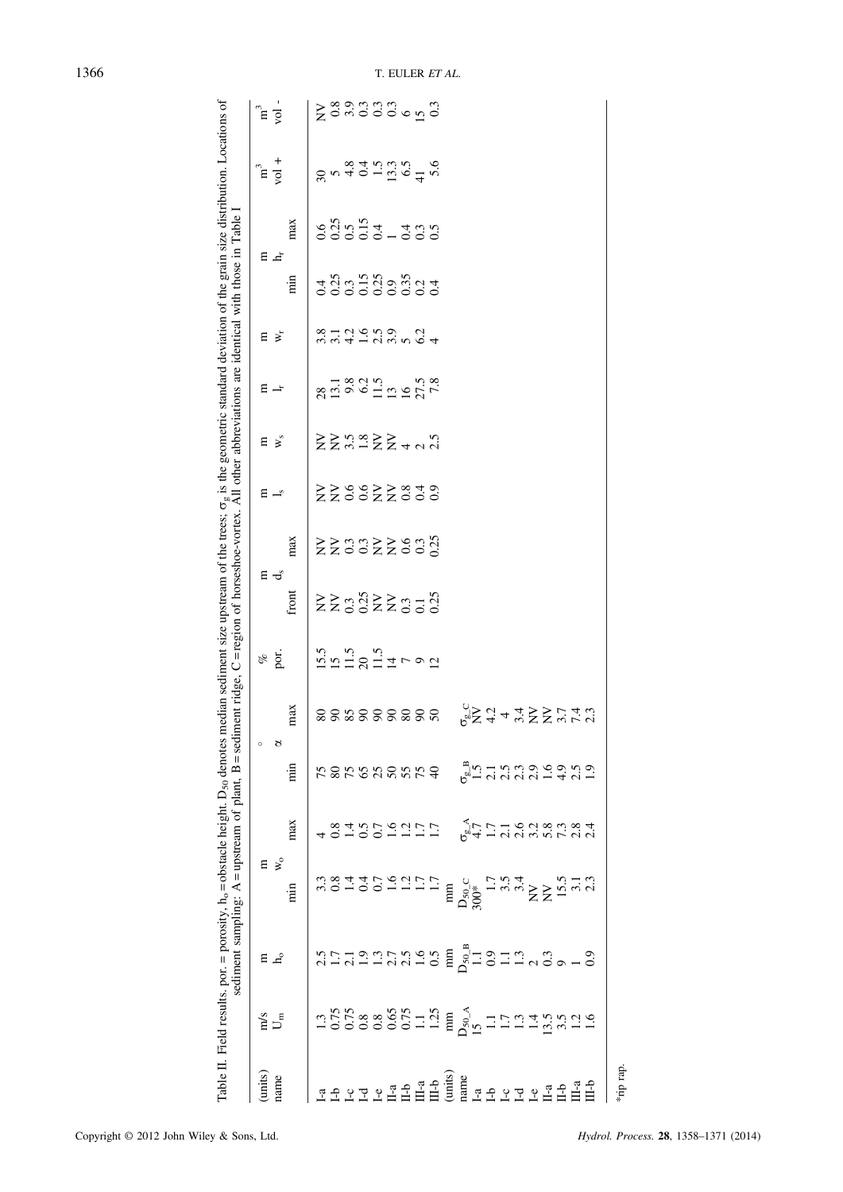Table II. Field results. por. = porosity, $h_o$ = obstacle height. $D_{50}$ denotes median sediment size upstream of the trees; $\sigma_g$ is the geometric standard deviation of the grain size distribution. Locations of sediment sampling: A = upstream of plant, B = sediment ridge, C = region of horseshoe-vortex. All other abbreviations are identical with those in Table I

| (units) | m/s | m | m | | ° | | % | m | | m | m | m | m | m | | $m^3$ | $m^3$ |
|---|---|---|---|---|---|---|---|---|---|---|---|---|---|---|---|---|---|
| name | $U_m$ | $h_o$ | $w_o$ | | $\alpha$ | | por. | $d_s$ | | $l_s$ | $w_s$ | $l_r$ | $w_r$ | $h_r$ | | vol + | vol - |
| | | | min | max | min | max | | front | max | | | | | min | max | | |
| I-a | 1.3 | 2.5 | 3.3 | 4 | 75 | 80 | 15.5 | NV | NV | NV | NV | 28 | 3.8 | 0.4 | 0.6 | 30 | NV |
| I-b | 0.75 | 1.7 | 0.8 | 0.8 | 80 | 90 | 15 | NV | NV | NV | NV | 13.1 | 3.1 | 0.25 | 0.25 | 5 | 0.8 |
| I-c | 0.75 | 2.1 | 1.4 | 1.4 | 75 | 85 | 11.5 | 0.3 | 0.3 | 0.6 | 3.5 | 9.8 | 4.2 | 0.3 | 0.5 | 4.8 | 3.9 |
| I-d | 0.8 | 1.9 | 0.4 | 0.5 | 65 | 90 | 20 | 0.25 | 0.3 | 0.6 | 1.8 | 6.2 | 1.6 | 0.15 | 0.15 | 0.4 | 0.3 |
| I-e | 0.8 | 1.3 | 0.7 | 0.7 | 25 | 90 | 11.5 | NV | NV | NV | NV | 11.5 | 2.5 | 0.25 | 0.4 | 1.5 | 0.3 |
| II-a | 0.65 | 2.7 | 1.6 | 1.6 | 50 | 90 | 14 | NV | NV | NV | NV | 13 | 3.9 | 0.9 | 1 | 13.3 | 0.3 |
| II-b | 0.75 | 2.5 | 1.2 | 1.2 | 55 | 80 | 7 | 0.3 | 0.6 | 0.8 | 4 | 16 | 5 | 0.35 | 0.4 | 6.5 | 6 |
| III-a | 1.1 | 1.6 | 1.7 | 1.7 | 75 | 90 | 9 | 0.1 | 0.3 | 0.4 | 2 | 27.5 | 6.2 | 0.2 | 0.3 | 41 | 15 |
| III-b | 1.25 | 0.5 | 1.7 | 1.7 | 40 | 50 | 12 | 0.25 | 0.25 | 0.9 | 2.5 | 7.8 | 4 | 0.4 | 0.5 | 5.6 | 0.3 |
| (units) | mm | mm | mm | | | | | | | | | | | | | | |
| name | $D_{50\_A}$ | $D_{50\_B}$ | $D_{50\_C}$ | $\sigma_{g\_A}$ | $\sigma_{g\_B}$ | $\sigma_{g\_C}$ | | | | | | | | | | | |
| I-a | 15 | 1.1 | 300* | 4.7 | 1.5 | NV | | | | | | | | | | | |
| I-b | 1.1 | 0.9 | 1.7 | 1.7 | 2.1 | 4.2 | | | | | | | | | | | |
| I-c | 1.7 | 1.1 | 3.5 | 2.1 | 2.5 | 4 | | | | | | | | | | | |
| I-d | 1.3 | 1.3 | 3.4 | 2.6 | 2.3 | 3.4 | | | | | | | | | | | |
| I-e | 1.4 | 2 | NV | 3.2 | 2.9 | NV | | | | | | | | | | | |
| II-a | 13.5 | 0.3 | NV | 5.8 | 1.6 | NV | | | | | | | | | | | |
| II-b | 3.5 | 9 | 15.5 | 7.3 | 4.9 | 3.7 | | | | | | | | | | | |
| III-a | 1.2 | 1 | 3.1 | 2.8 | 2.5 | 7.4 | | | | | | | | | | | |
| III-b | 1.6 | 0.9 | 2.3 | 2.4 | 1.9 | 2.3 | | | | | | | | | | | |

*rip rap.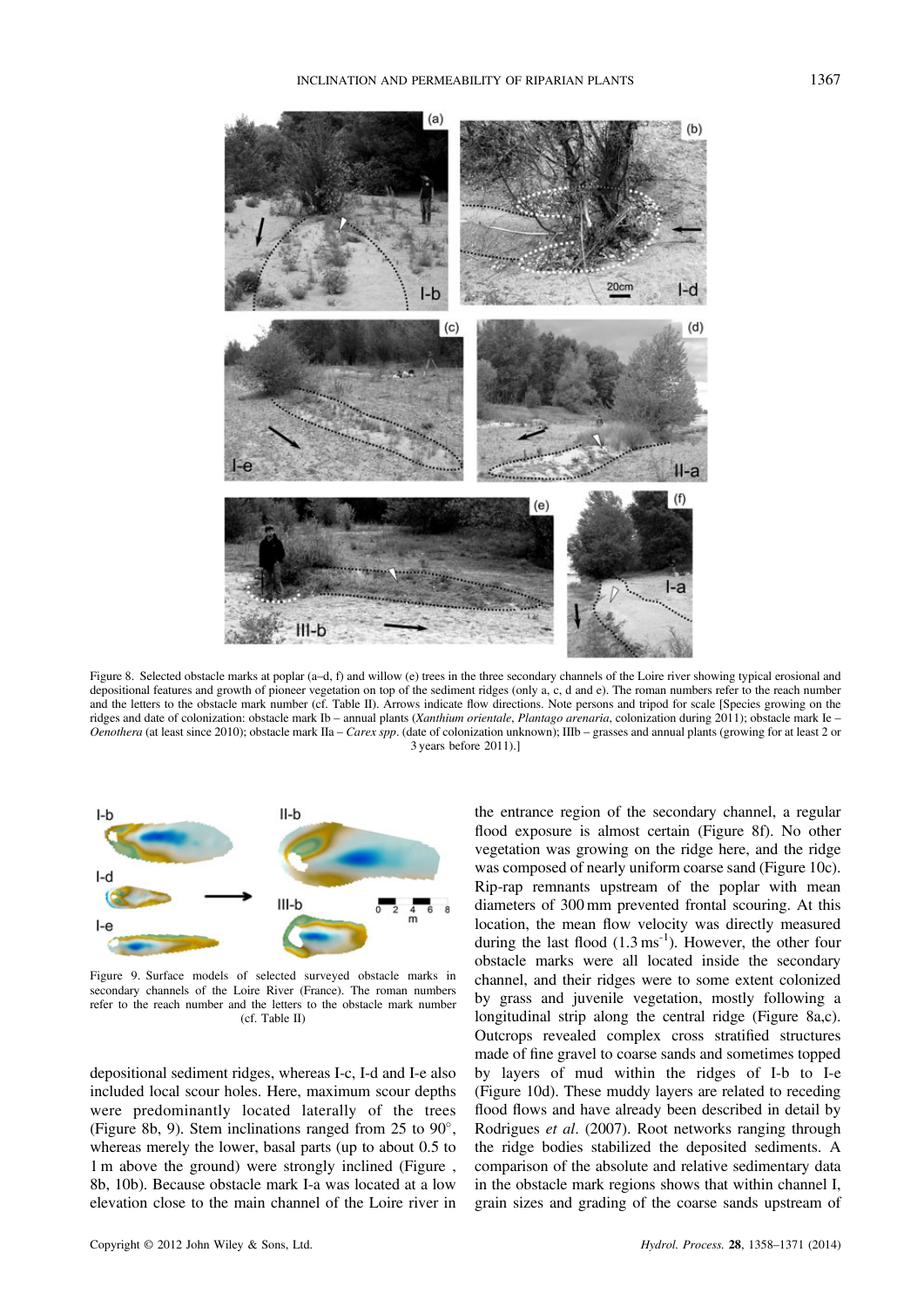Figure 8. Selected obstacle marks at poplar (a–d, f) and willow (e) trees in the three secondary channels of the Loire river showing typical erosional and depositional features and growth of pioneer vegetation on top of the sediment ridges (only a, c, d and e). The roman numbers refer to the reach number and the letters to the obstacle mark number (cf. Table II). Arrows indicate flow directions. Note persons and tripod for scale [Species growing on the ridges and date of colonization: obstacle mark Ib – annual plants (*Xanthium orientale*, *Plantago arenaria*, colonization during 2011); obstacle mark Ie – *Oenothera* (at least since 2010); obstacle mark IIa – *Carex spp*. (date of colonization unknown); IIIb – grasses and annual plants (growing for at least 2 or 3 years before 2011).]

Figure 9. Surface models of selected surveyed obstacle marks in secondary channels of the Loire River (France). The roman numbers refer to the reach number and the letters to the obstacle mark number (cf. Table II)

depositional sediment ridges, whereas I-c, I-d and I-e also included local scour holes. Here, maximum scour depths were predominantly located laterally of the trees (Figure 8b, 9). Stem inclinations ranged from 25 to 90°, whereas merely the lower, basal parts (up to about 0.5 to 1 m above the ground) were strongly inclined (Figure , 8b, 10b). Because obstacle mark I-a was located at a low elevation close to the main channel of the Loire river in the entrance region of the secondary channel, a regular flood exposure is almost certain (Figure 8f). No other vegetation was growing on the ridge here, and the ridge was composed of nearly uniform coarse sand (Figure 10c). Rip-rap remnants upstream of the poplar with mean diameters of 300 mm prevented frontal scouring. At this location, the mean flow velocity was directly measured during the last flood (1.3 $ms^{-1}$). However, the other four obstacle marks were all located inside the secondary channel, and their ridges were to some extent colonized by grass and juvenile vegetation, mostly following a longitudinal strip along the central ridge (Figure 8a,c). Outcrops revealed complex cross stratified structures made of fine gravel to coarse sands and sometimes topped by layers of mud within the ridges of I-b to I-e (Figure 10d). These muddy layers are related to receding flood flows and have already been described in detail by Rodrigues *et al*. (2007). Root networks ranging through the ridge bodies stabilized the deposited sediments. A comparison of the absolute and relative sedimentary data in the obstacle mark regions shows that within channel I, grain sizes and grading of the coarse sands upstream of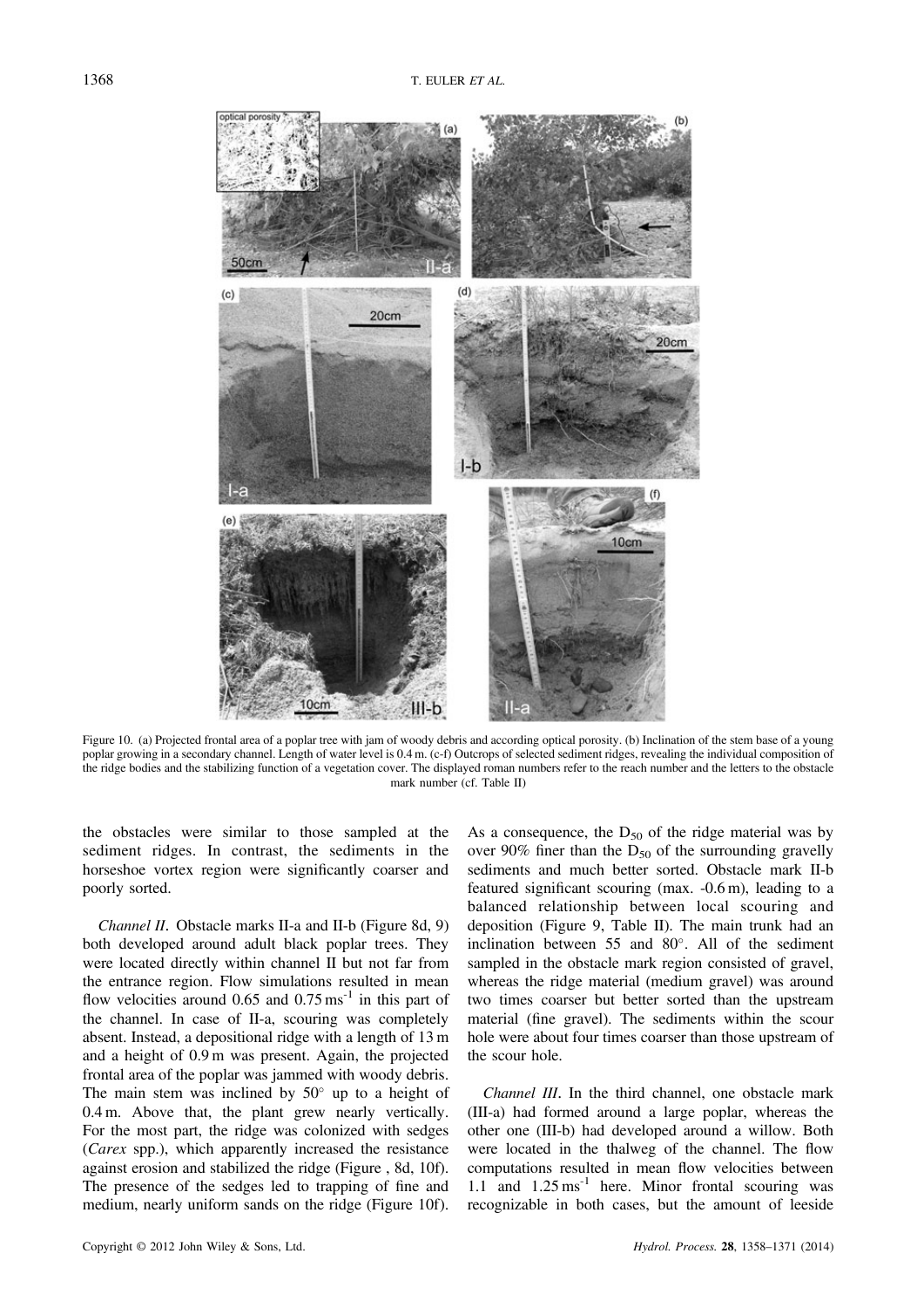Figure 10. (a) Projected frontal area of a poplar tree with jam of woody debris and according optical porosity. (b) Inclination of the stem base of a young poplar growing in a secondary channel. Length of water level is 0.4 m. (c-f) Outcrops of selected sediment ridges, revealing the individual composition of the ridge bodies and the stabilizing function of a vegetation cover. The displayed roman numbers refer to the reach number and the letters to the obstacle mark number (cf. Table II)

the obstacles were similar to those sampled at the sediment ridges. In contrast, the sediments in the horseshoe vortex region were significantly coarser and poorly sorted.

*Channel II*. Obstacle marks II-a and II-b (Figure 8d, 9) both developed around adult black poplar trees. They were located directly within channel II but not far from the entrance region. Flow simulations resulted in mean flow velocities around 0.65 and 0.75 $\mathrm{ms^{-1}}$ in this part of the channel. In case of II-a, scouring was completely absent. Instead, a depositional ridge with a length of 13 m and a height of 0.9 m was present. Again, the projected frontal area of the poplar was jammed with woody debris. The main stem was inclined by 50° up to a height of 0.4 m. Above that, the plant grew nearly vertically. For the most part, the ridge was colonized with sedges (*Carex* spp.), which apparently increased the resistance against erosion and stabilized the ridge (Figure , 8d, 10f). The presence of the sedges led to trapping of fine and medium, nearly uniform sands on the ridge (Figure 10f). As a consequence, the $D_{50}$ of the ridge material was by over 90% finer than the $D_{50}$ of the surrounding gravelly sediments and much better sorted. Obstacle mark II-b featured significant scouring (max. -0.6 m), leading to a balanced relationship between local scouring and deposition (Figure 9, Table II). The main trunk had an inclination between 55 and 80°. All of the sediment sampled in the obstacle mark region consisted of gravel, whereas the ridge material (medium gravel) was around two times coarser but better sorted than the upstream material (fine gravel). The sediments within the scour hole were about four times coarser than those upstream of the scour hole.

*Channel III*. In the third channel, one obstacle mark (III-a) had formed around a large poplar, whereas the other one (III-b) had developed around a willow. Both were located in the thalweg of the channel. The flow computations resulted in mean flow velocities between 1.1 and 1.25 $\mathrm{ms^{-1}}$ here. Minor frontal scouring was recognizable in both cases, but the amount of leeside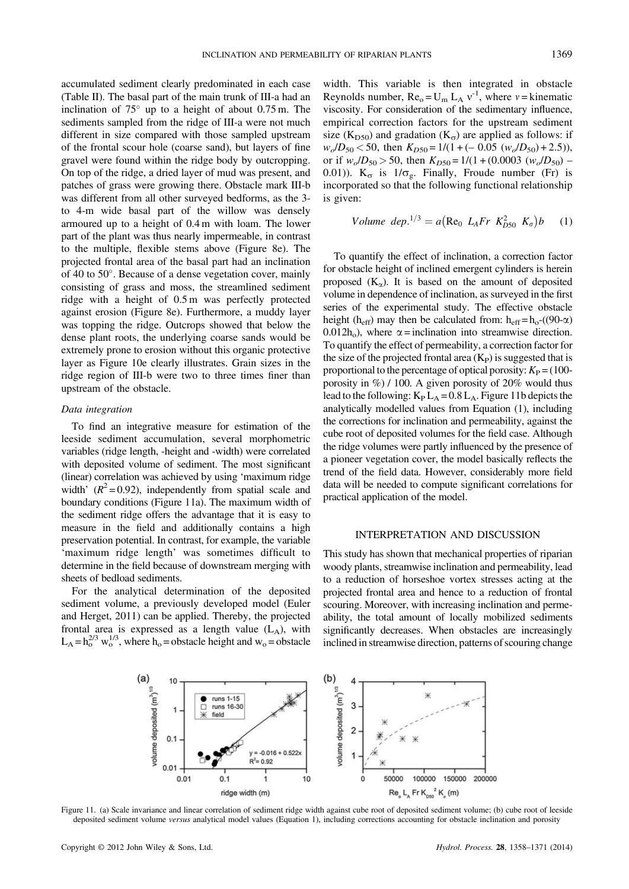accumulated sediment clearly predominated in each case (Table II). The basal part of the main trunk of III-a had an inclination of 75° up to a height of about 0.75 m. The sediments sampled from the ridge of III-a were not much different in size compared with those sampled upstream of the frontal scour hole (coarse sand), but layers of fine gravel were found within the ridge body by outcropping. On top of the ridge, a dried layer of mud was present, and patches of grass were growing there. Obstacle mark III-b was different from all other surveyed bedforms, as the 3- to 4-m wide basal part of the willow was densely armoured up to a height of 0.4 m with loam. The lower part of the plant was thus nearly impermeable, in contrast to the multiple, flexible stems above (Figure 8e). The projected frontal area of the basal part had an inclination of 40 to 50°. Because of a dense vegetation cover, mainly consisting of grass and moss, the streamlined sediment ridge with a height of 0.5 m was perfectly protected against erosion (Figure 8e). Furthermore, a muddy layer was topping the ridge. Outcrops showed that below the dense plant roots, the underlying coarse sands would be extremely prone to erosion without this organic protective layer as Figure 10e clearly illustrates. Grain sizes in the ridge region of III-b were two to three times finer than upstream of the obstacle.

### Data integration

To find an integrative measure for estimation of the leeside sediment accumulation, several morphometric variables (ridge length, -height and -width) were correlated with deposited volume of sediment. The most significant (linear) correlation was achieved by using 'maximum ridge width' ($R^2 = 0.92$), independently from spatial scale and boundary conditions (Figure 11a). The maximum width of the sediment ridge offers the advantage that it is easy to measure in the field and additionally contains a high preservation potential. In contrast, for example, the variable 'maximum ridge length' was sometimes difficult to determine in the field because of downstream merging with sheets of bedload sediments.

For the analytical determination of the deposited sediment volume, a previously developed model (Euler and Herget, 2011) can be applied. Thereby, the projected frontal area is expressed as a length value ($L_A$), with $L_A = h_o^{2/3}\, w_o^{1/3}$, where $h_o$ = obstacle height and $w_o$ = obstacle width. This variable is then integrated in obstacle Reynolds number, $Re_o = U_m\, L_A\, v^{-1}$, where $v$ = kinematic viscosity. For consideration of the sedimentary influence, empirical correction factors for the upstream sediment size ($K_{D50}$) and gradation ($K_\sigma$) are applied as follows: if $w_o/D_{50} < 50$, then $K_{D50} = 1/(1 + (-\,0.05\ (w_o/D_{50}) + 2.5))$, or if $w_o/D_{50} > 50$, then $K_{D50} = 1/(1 + (0.0003\ (w_o/D_{50}) - 0.01))$. $K_\sigma$ is $1/\sigma_g$. Finally, Froude number (Fr) is incorporated so that the following functional relationship is given:

$$Volume\ dep.^{1/3} = a\left(Re_0\ L_A Fr\ K_{D50}^2\ K_\sigma\right)b \quad (1)$$

To quantify the effect of inclination, a correction factor for obstacle height of inclined emergent cylinders is herein proposed ($K_\alpha$). It is based on the amount of deposited volume in dependence of inclination, as surveyed in the first series of the experimental study. The effective obstacle height ($h_{eff}$) may then be calculated from: $h_{eff} = h_o - ((90-\alpha)\ 0.012 h_o)$, where $\alpha$ = inclination into streamwise direction. To quantify the effect of permeability, a correction factor for the size of the projected frontal area ($K_P$) is suggested that is proportional to the percentage of optical porosity: $K_P = (100 - \text{porosity in } \%) / 100$. A given porosity of 20% would thus lead to the following: $K_P\, L_A = 0.8\, L_A$. Figure 11b depicts the analytically modelled values from Equation (1), including the corrections for inclination and permeability, against the cube root of deposited volumes for the field case. Although the ridge volumes were partly influenced by the presence of a pioneer vegetation cover, the model basically reflects the trend of the field data. However, considerably more field data will be needed to compute significant correlations for practical application of the model.

## INTERPRETATION AND DISCUSSION

This study has shown that mechanical properties of riparian woody plants, streamwise inclination and permeability, lead to a reduction of horseshoe vortex stresses acting at the projected frontal area and hence to a reduction of frontal scouring. Moreover, with increasing inclination and permeability, the total amount of locally mobilized sediments significantly decreases. When obstacles are increasingly inclined in streamwise direction, patterns of scouring change

Figure 11. (a) Scale invariance and linear correlation of sediment ridge width against cube root of deposited sediment volume; (b) cube root of leeside deposited sediment volume *versus* analytical model values (Equation 1), including corrections accounting for obstacle inclination and porosity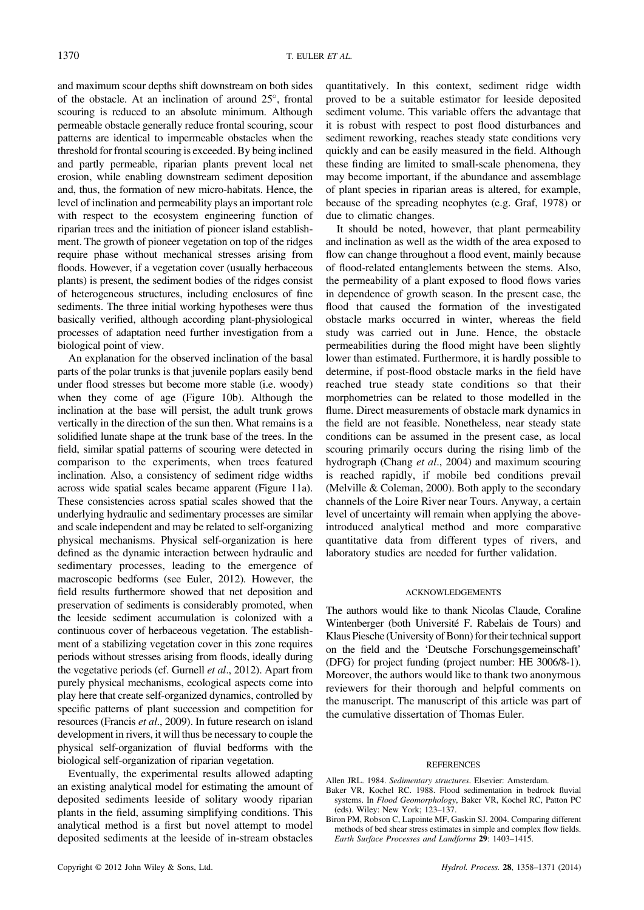and maximum scour depths shift downstream on both sides of the obstacle. At an inclination of around 25°, frontal scouring is reduced to an absolute minimum. Although permeable obstacle generally reduce frontal scouring, scour patterns are identical to impermeable obstacles when the threshold for frontal scouring is exceeded. By being inclined and partly permeable, riparian plants prevent local net erosion, while enabling downstream sediment deposition and, thus, the formation of new micro-habitats. Hence, the level of inclination and permeability plays an important role with respect to the ecosystem engineering function of riparian trees and the initiation of pioneer island establishment. The growth of pioneer vegetation on top of the ridges require phase without mechanical stresses arising from floods. However, if a vegetation cover (usually herbaceous plants) is present, the sediment bodies of the ridges consist of heterogeneous structures, including enclosures of fine sediments. The three initial working hypotheses were thus basically verified, although according plant-physiological processes of adaptation need further investigation from a biological point of view.

An explanation for the observed inclination of the basal parts of the polar trunks is that juvenile poplars easily bend under flood stresses but become more stable (i.e. woody) when they come of age (Figure 10b). Although the inclination at the base will persist, the adult trunk grows vertically in the direction of the sun then. What remains is a solidified lunate shape at the trunk base of the trees. In the field, similar spatial patterns of scouring were detected in comparison to the experiments, when trees featured inclination. Also, a consistency of sediment ridge widths across wide spatial scales became apparent (Figure 11a). These consistencies across spatial scales showed that the underlying hydraulic and sedimentary processes are similar and scale independent and may be related to self-organizing physical mechanisms. Physical self-organization is here defined as the dynamic interaction between hydraulic and sedimentary processes, leading to the emergence of macroscopic bedforms (see Euler, 2012). However, the field results furthermore showed that net deposition and preservation of sediments is considerably promoted, when the leeside sediment accumulation is colonized with a continuous cover of herbaceous vegetation. The establishment of a stabilizing vegetation cover in this zone requires periods without stresses arising from floods, ideally during the vegetative periods (cf. Gurnell *et al*., 2012). Apart from purely physical mechanisms, ecological aspects come into play here that create self-organized dynamics, controlled by specific patterns of plant succession and competition for resources (Francis *et al*., 2009). In future research on island development in rivers, it will thus be necessary to couple the physical self-organization of fluvial bedforms with the biological self-organization of riparian vegetation.

Eventually, the experimental results allowed adapting an existing analytical model for estimating the amount of deposited sediments leeside of solitary woody riparian plants in the field, assuming simplifying conditions. This analytical method is a first but novel attempt to model deposited sediments at the leeside of in-stream obstacles quantitatively. In this context, sediment ridge width proved to be a suitable estimator for leeside deposited sediment volume. This variable offers the advantage that it is robust with respect to post flood disturbances and sediment reworking, reaches steady state conditions very quickly and can be easily measured in the field. Although these finding are limited to small-scale phenomena, they may become important, if the abundance and assemblage of plant species in riparian areas is altered, for example, because of the spreading neophytes (e.g. Graf, 1978) or due to climatic changes.

It should be noted, however, that plant permeability and inclination as well as the width of the area exposed to flow can change throughout a flood event, mainly because of flood-related entanglements between the stems. Also, the permeability of a plant exposed to flood flows varies in dependence of growth season. In the present case, the flood that caused the formation of the investigated obstacle marks occurred in winter, whereas the field study was carried out in June. Hence, the obstacle permeabilities during the flood might have been slightly lower than estimated. Furthermore, it is hardly possible to determine, if post-flood obstacle marks in the field have reached true steady state conditions so that their morphometries can be related to those modelled in the flume. Direct measurements of obstacle mark dynamics in the field are not feasible. Nonetheless, near steady state conditions can be assumed in the present case, as local scouring primarily occurs during the rising limb of the hydrograph (Chang *et al*., 2004) and maximum scouring is reached rapidly, if mobile bed conditions prevail (Melville & Coleman, 2000). Both apply to the secondary channels of the Loire River near Tours. Anyway, a certain level of uncertainty will remain when applying the above-introduced analytical method and more comparative quantitative data from different types of rivers, and laboratory studies are needed for further validation.

## ACKNOWLEDGEMENTS

The authors would like to thank Nicolas Claude, Coraline Wintenberger (both Université F. Rabelais de Tours) and Klaus Piesche (University of Bonn) for their technical support on the field and the 'Deutsche Forschungsgemeinschaft' (DFG) for project funding (project number: HE 3006/8-1). Moreover, the authors would like to thank two anonymous reviewers for their thorough and helpful comments on the manuscript. The manuscript of this article was part of the cumulative dissertation of Thomas Euler.

## REFERENCES

Allen JRL. 1984. *Sedimentary structures*. Elsevier: Amsterdam.

Baker VR, Kochel RC. 1988. Flood sedimentation in bedrock fluvial systems. In *Flood Geomorphology*, Baker VR, Kochel RC, Patton PC (eds). Wiley: New York; 123–137.

Biron PM, Robson C, Lapointe MF, Gaskin SJ. 2004. Comparing different methods of bed shear stress estimates in simple and complex flow fields. *Earth Surface Processes and Landforms* **29**: 1403–1415.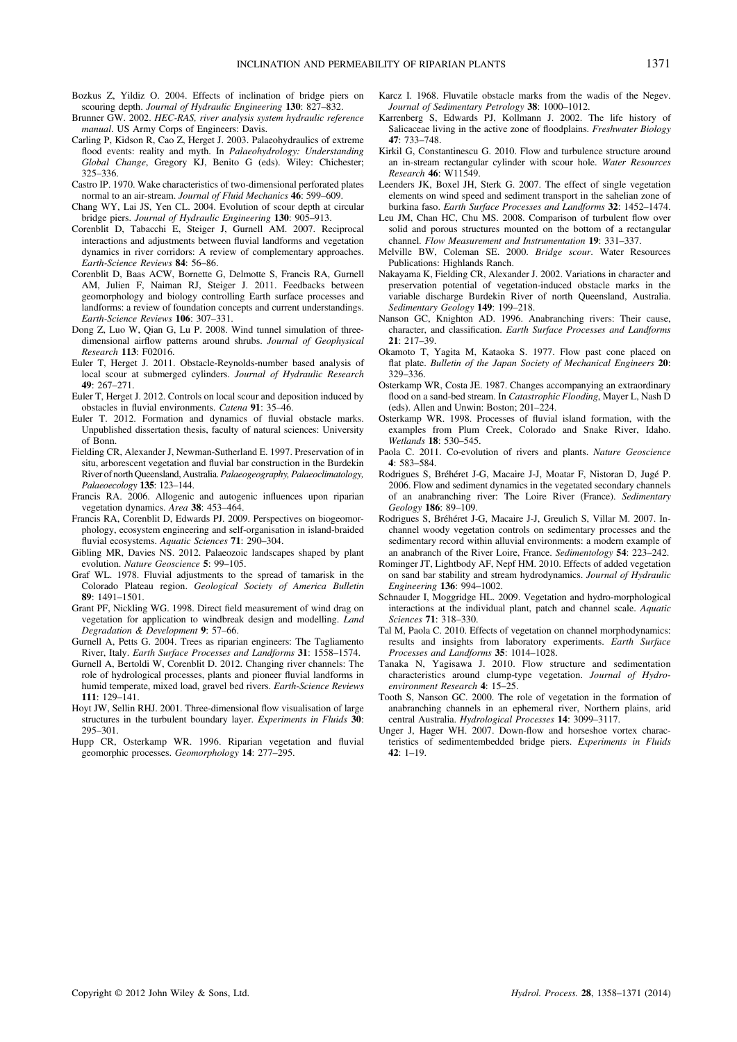Bozkus Z, Yildiz O. 2004. Effects of inclination of bridge piers on scouring depth. *Journal of Hydraulic Engineering* **130**: 827–832.

Brunner GW. 2002. *HEC-RAS, river analysis system hydraulic reference manual*. US Army Corps of Engineers: Davis.

Carling P, Kidson R, Cao Z, Herget J. 2003. Palaeohydraulics of extreme flood events: reality and myth. In *Palaeohydrology: Understanding Global Change*, Gregory KJ, Benito G (eds). Wiley: Chichester; 325–336.

Castro IP. 1970. Wake characteristics of two-dimensional perforated plates normal to an air-stream. *Journal of Fluid Mechanics* **46**: 599–609.

Chang WY, Lai JS, Yen CL. 2004. Evolution of scour depth at circular bridge piers. *Journal of Hydraulic Engineering* **130**: 905–913.

Corenblit D, Tabacchi E, Steiger J, Gurnell AM. 2007. Reciprocal interactions and adjustments between fluvial landforms and vegetation dynamics in river corridors: A review of complementary approaches. *Earth-Science Reviews* **84**: 56–86.

Corenblit D, Baas ACW, Bornette G, Delmotte S, Francis RA, Gurnell AM, Julien F, Naiman RJ, Steiger J. 2011. Feedbacks between geomorphology and biology controlling Earth surface processes and landforms: a review of foundation concepts and current understandings. *Earth-Science Reviews* **106**: 307–331.

Dong Z, Luo W, Qian G, Lu P. 2008. Wind tunnel simulation of three-dimensional airflow patterns around shrubs. *Journal of Geophysical Research* **113**: F02016.

Euler T, Herget J. 2011. Obstacle-Reynolds-number based analysis of local scour at submerged cylinders. *Journal of Hydraulic Research* **49**: 267–271.

Euler T, Herget J. 2012. Controls on local scour and deposition induced by obstacles in fluvial environments. *Catena* **91**: 35–46.

Euler T. 2012. Formation and dynamics of fluvial obstacle marks. Unpublished dissertation thesis, faculty of natural sciences: University of Bonn.

Fielding CR, Alexander J, Newman-Sutherland E. 1997. Preservation of in situ, arborescent vegetation and fluvial bar construction in the Burdekin River of north Queensland, Australia. *Palaeogeography, Palaeoclimatology, Palaeoecology* **135**: 123–144.

Francis RA. 2006. Allogenic and autogenic influences upon riparian vegetation dynamics. *Area* **38**: 453–464.

Francis RA, Corenblit D, Edwards PJ. 2009. Perspectives on biogeomorphology, ecosystem engineering and self-organisation in island-braided fluvial ecosystems. *Aquatic Sciences* **71**: 290–304.

Gibling MR, Davies NS. 2012. Palaeozoic landscapes shaped by plant evolution. *Nature Geoscience* **5**: 99–105.

Graf WL. 1978. Fluvial adjustments to the spread of tamarisk in the Colorado Plateau region. *Geological Society of America Bulletin* **89**: 1491–1501.

Grant PF, Nickling WG. 1998. Direct field measurement of wind drag on vegetation for application to windbreak design and modelling. *Land Degradation & Development* **9**: 57–66.

Gurnell A, Petts G. 2004. Trees as riparian engineers: The Tagliamento River, Italy. *Earth Surface Processes and Landforms* **31**: 1558–1574.

Gurnell A, Bertoldi W, Corenblit D. 2012. Changing river channels: The role of hydrological processes, plants and pioneer fluvial landforms in humid temperate, mixed load, gravel bed rivers. *Earth-Science Reviews* **111**: 129–141.

Hoyt JW, Sellin RHJ. 2001. Three-dimensional flow visualisation of large structures in the turbulent boundary layer. *Experiments in Fluids* **30**: 295–301.

Hupp CR, Osterkamp WR. 1996. Riparian vegetation and fluvial geomorphic processes. *Geomorphology* **14**: 277–295.

Karcz I. 1968. Fluvatile obstacle marks from the wadis of the Negev. *Journal of Sedimentary Petrology* **38**: 1000–1012.

Karrenberg S, Edwards PJ, Kollmann J. 2002. The life history of Salicaceae living in the active zone of floodplains. *Freshwater Biology* **47**: 733–748.

Kirkil G, Constantinescu G. 2010. Flow and turbulence structure around an in-stream rectangular cylinder with scour hole. *Water Resources Research* **46**: W11549.

Leenders JK, Boxel JH, Sterk G. 2007. The effect of single vegetation elements on wind speed and sediment transport in the sahelian zone of burkina faso. *Earth Surface Processes and Landforms* **32**: 1452–1474.

Leu JM, Chan HC, Chu MS. 2008. Comparison of turbulent flow over solid and porous structures mounted on the bottom of a rectangular channel. *Flow Measurement and Instrumentation* **19**: 331–337.

Melville BW, Coleman SE. 2000. *Bridge scour*. Water Resources Publications: Highlands Ranch.

Nakayama K, Fielding CR, Alexander J. 2002. Variations in character and preservation potential of vegetation-induced obstacle marks in the variable discharge Burdekin River of north Queensland, Australia. *Sedimentary Geology* **149**: 199–218.

Nanson GC, Knighton AD. 1996. Anabranching rivers: Their cause, character, and classification. *Earth Surface Processes and Landforms* **21**: 217–39.

Okamoto T, Yagita M, Kataoka S. 1977. Flow past cone placed on flat plate. *Bulletin of the Japan Society of Mechanical Engineers* **20**: 329–336.

Osterkamp WR, Costa JE. 1987. Changes accompanying an extraordinary flood on a sand-bed stream. In *Catastrophic Flooding*, Mayer L, Nash D (eds). Allen and Unwin: Boston; 201–224.

Osterkamp WR. 1998. Processes of fluvial island formation, with the examples from Plum Creek, Colorado and Snake River, Idaho. *Wetlands* **18**: 530–545.

Paola C. 2011. Co-evolution of rivers and plants. *Nature Geoscience* **4**: 583–584.

Rodrigues S, Bréhéret J-G, Macaire J-J, Moatar F, Nistoran D, Jugé P. 2006. Flow and sediment dynamics in the vegetated secondary channels of an anabranching river: The Loire River (France). *Sedimentary Geology* **186**: 89–109.

Rodrigues S, Bréhéret J-G, Macaire J-J, Greulich S, Villar M. 2007. In-channel woody vegetation controls on sedimentary processes and the sedimentary record within alluvial environments: a modern example of an anabranch of the River Loire, France. *Sedimentology* **54**: 223–242.

Rominger JT, Lightbody AF, Nepf HM. 2010. Effects of added vegetation on sand bar stability and stream hydrodynamics. *Journal of Hydraulic Engineering* **136**: 994–1002.

Schnauder I, Moggridge HL. 2009. Vegetation and hydro-morphological interactions at the individual plant, patch and channel scale. *Aquatic Sciences* **71**: 318–330.

Tal M, Paola C. 2010. Effects of vegetation on channel morphodynamics: results and insights from laboratory experiments. *Earth Surface Processes and Landforms* **35**: 1014–1028.

Tanaka N, Yagisawa J. 2010. Flow structure and sedimentation characteristics around clump-type vegetation. *Journal of Hydro-environment Research* **4**: 15–25.

Tooth S, Nanson GC. 2000. The role of vegetation in the formation of anabranching channels in an ephemeral river, Northern plains, arid central Australia. *Hydrological Processes* **14**: 3099–3117.

Unger J, Hager WH. 2007. Down-flow and horseshoe vortex characteristics of sedimentembedded bridge piers. *Experiments in Fluids* **42**: 1–19.